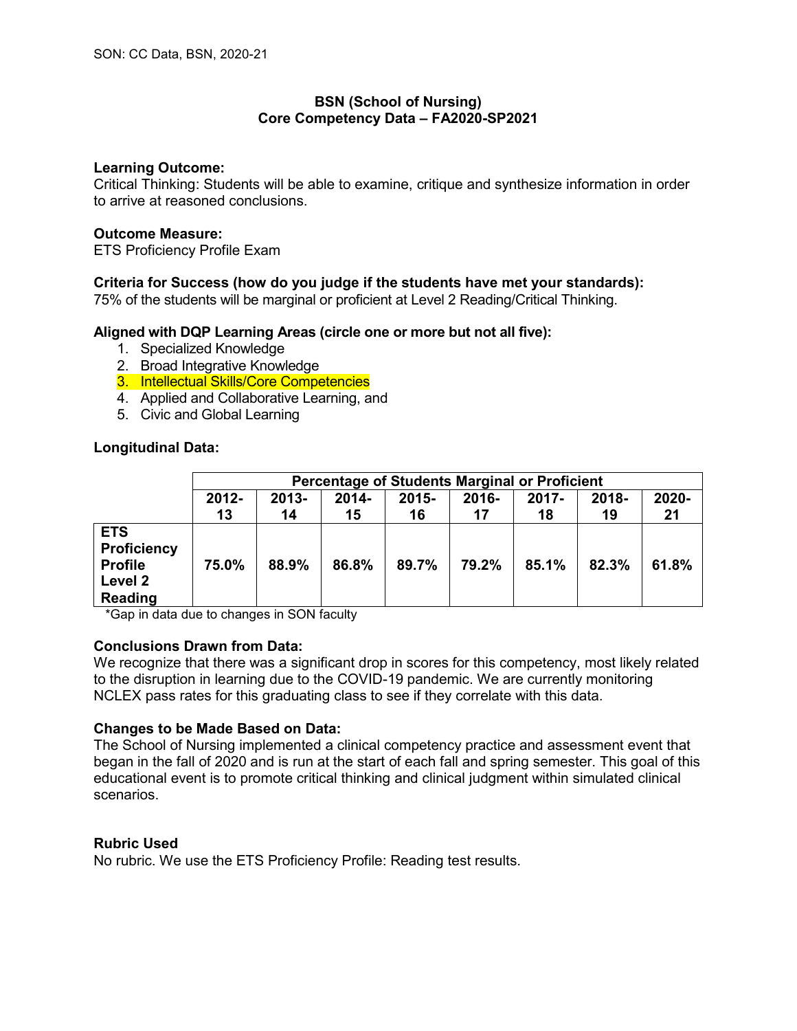# BSN (School of Nursing) Core Competency Data – FA2020-SP2021

**Learning Outcome:**
Critical Thinking: Students will be able to examine, critique and synthesize information in order to arrive at reasoned conclusions.

**Outcome Measure:**
ETS Proficiency Profile Exam

**Criteria for Success (how do you judge if the students have met your standards):**
75% of the students will be marginal or proficient at Level 2 Reading/Critical Thinking.

**Aligned with DQP Learning Areas (circle one or more but not all five):**

1. Specialized Knowledge
2. Broad Integrative Knowledge
3. Intellectual Skills/Core Competencies
4. Applied and Collaborative Learning, and
5. Civic and Global Learning

**Longitudinal Data:**

| | Percentage of Students Marginal or Proficient | | | | | | | |
|---|---|---|---|---|---|---|---|---|
| | 2012-13 | 2013-14 | 2014-15 | 2015-16 | 2016-17 | 2017-18 | 2018-19 | 2020-21 |
| **ETS Proficiency Profile Level 2 Reading** | **75.0%** | **88.9%** | **86.8%** | **89.7%** | **79.2%** | **85.1%** | **82.3%** | **61.8%** |

*Gap in data due to changes in SON faculty

**Conclusions Drawn from Data:**
We recognize that there was a significant drop in scores for this competency, most likely related to the disruption in learning due to the COVID-19 pandemic. We are currently monitoring NCLEX pass rates for this graduating class to see if they correlate with this data.

**Changes to be Made Based on Data:**
The School of Nursing implemented a clinical competency practice and assessment event that began in the fall of 2020 and is run at the start of each fall and spring semester. This goal of this educational event is to promote critical thinking and clinical judgment within simulated clinical scenarios.

**Rubric Used**
No rubric. We use the ETS Proficiency Profile: Reading test results.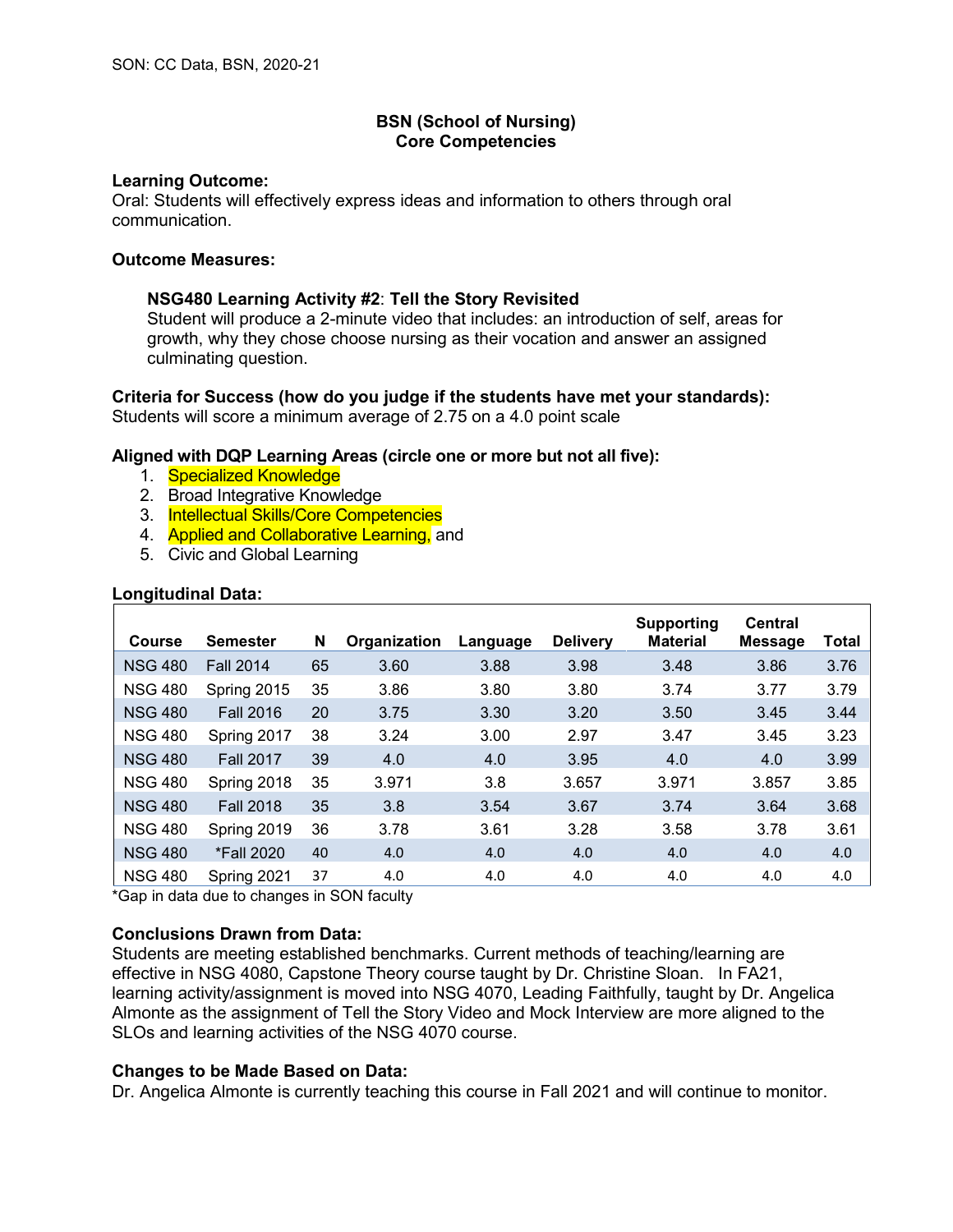SON: CC Data, BSN, 2020-21

# BSN (School of Nursing)
# Core Competencies

**Learning Outcome:**
Oral: Students will effectively express ideas and information to others through oral communication.

**Outcome Measures:**

**NSG480 Learning Activity #2**: **Tell the Story Revisited**
Student will produce a 2-minute video that includes: an introduction of self, areas for growth, why they chose choose nursing as their vocation and answer an assigned culminating question.

**Criteria for Success (how do you judge if the students have met your standards):**
Students will score a minimum average of 2.75 on a 4.0 point scale

**Aligned with DQP Learning Areas (circle one or more but not all five):**

1. Specialized Knowledge
2. Broad Integrative Knowledge
3. Intellectual Skills/Core Competencies
4. Applied and Collaborative Learning, and
5. Civic and Global Learning

**Longitudinal Data:**

| Course | Semester | N | Organization | Language | Delivery | Supporting Material | Central Message | Total |
|---|---|---|---|---|---|---|---|---|
| NSG 480 | Fall 2014 | 65 | 3.60 | 3.88 | 3.98 | 3.48 | 3.86 | 3.76 |
| NSG 480 | Spring 2015 | 35 | 3.86 | 3.80 | 3.80 | 3.74 | 3.77 | 3.79 |
| NSG 480 | Fall 2016 | 20 | 3.75 | 3.30 | 3.20 | 3.50 | 3.45 | 3.44 |
| NSG 480 | Spring 2017 | 38 | 3.24 | 3.00 | 2.97 | 3.47 | 3.45 | 3.23 |
| NSG 480 | Fall 2017 | 39 | 4.0 | 4.0 | 3.95 | 4.0 | 4.0 | 3.99 |
| NSG 480 | Spring 2018 | 35 | 3.971 | 3.8 | 3.657 | 3.971 | 3.857 | 3.85 |
| NSG 480 | Fall 2018 | 35 | 3.8 | 3.54 | 3.67 | 3.74 | 3.64 | 3.68 |
| NSG 480 | Spring 2019 | 36 | 3.78 | 3.61 | 3.28 | 3.58 | 3.78 | 3.61 |
| NSG 480 | *Fall 2020 | 40 | 4.0 | 4.0 | 4.0 | 4.0 | 4.0 | 4.0 |
| NSG 480 | Spring 2021 | 37 | 4.0 | 4.0 | 4.0 | 4.0 | 4.0 | 4.0 |

*Gap in data due to changes in SON faculty

**Conclusions Drawn from Data:**
Students are meeting established benchmarks. Current methods of teaching/learning are effective in NSG 4080, Capstone Theory course taught by Dr. Christine Sloan. In FA21, learning activity/assignment is moved into NSG 4070, Leading Faithfully, taught by Dr. Angelica Almonte as the assignment of Tell the Story Video and Mock Interview are more aligned to the SLOs and learning activities of the NSG 4070 course.

**Changes to be Made Based on Data:**
Dr. Angelica Almonte is currently teaching this course in Fall 2021 and will continue to monitor.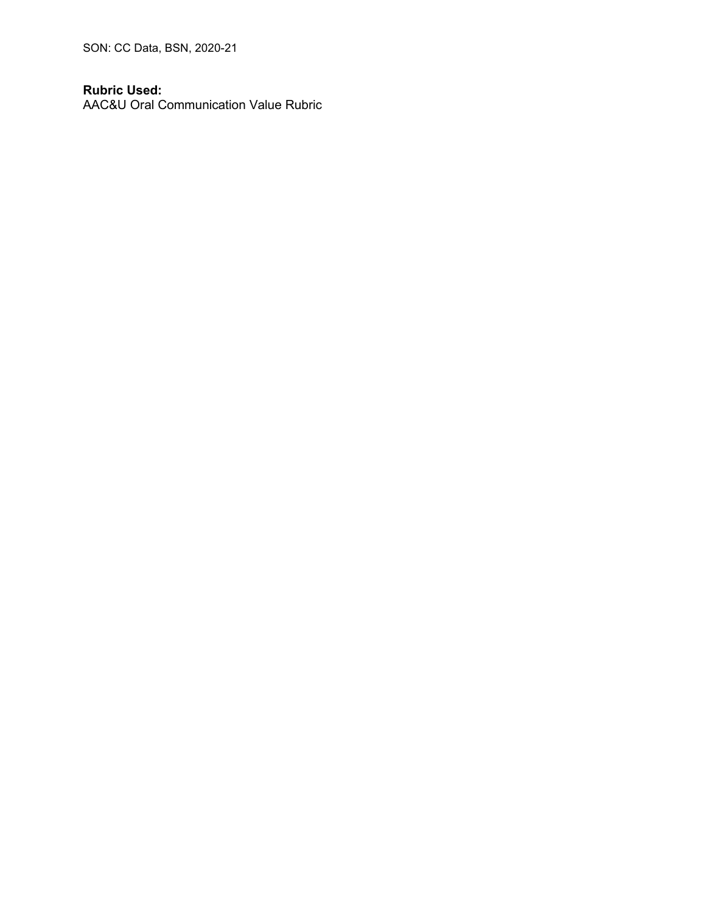**Rubric Used:**
AAC&U Oral Communication Value Rubric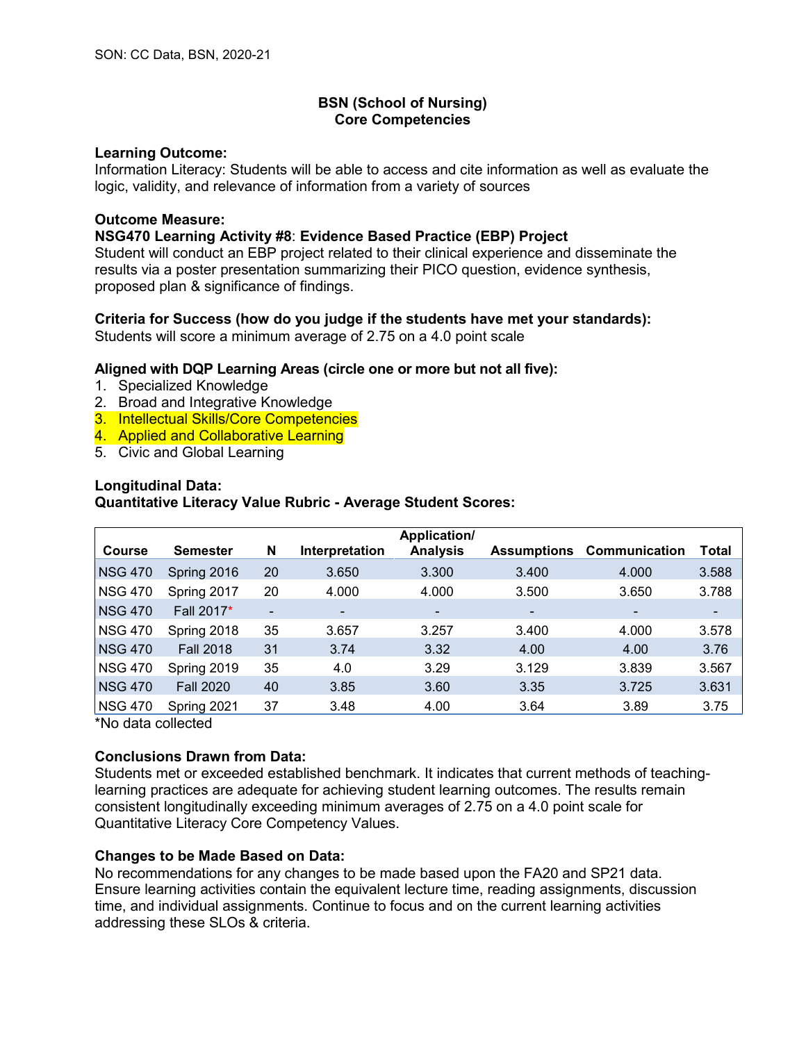SON: CC Data, BSN, 2020-21

# BSN (School of Nursing) Core Competencies

**Learning Outcome:**
Information Literacy: Students will be able to access and cite information as well as evaluate the logic, validity, and relevance of information from a variety of sources

**Outcome Measure:**
**NSG470 Learning Activity #8**: **Evidence Based Practice (EBP) Project**
Student will conduct an EBP project related to their clinical experience and disseminate the results via a poster presentation summarizing their PICO question, evidence synthesis, proposed plan & significance of findings.

**Criteria for Success (how do you judge if the students have met your standards):**
Students will score a minimum average of 2.75 on a 4.0 point scale

**Aligned with DQP Learning Areas (circle one or more but not all five):**
1. Specialized Knowledge
2. Broad and Integrative Knowledge
3. Intellectual Skills/Core Competencies
4. Applied and Collaborative Learning
5. Civic and Global Learning

**Longitudinal Data:**
**Quantitative Literacy Value Rubric - Average Student Scores:**

| Course | Semester | N | Interpretation | Application/ Analysis | Assumptions | Communication | Total |
|---|---|---|---|---|---|---|---|
| NSG 470 | Spring 2016 | 20 | 3.650 | 3.300 | 3.400 | 4.000 | 3.588 |
| NSG 470 | Spring 2017 | 20 | 4.000 | 4.000 | 3.500 | 3.650 | 3.788 |
| NSG 470 | Fall 2017* | - | - | - | - | - | - |
| NSG 470 | Spring 2018 | 35 | 3.657 | 3.257 | 3.400 | 4.000 | 3.578 |
| NSG 470 | Fall 2018 | 31 | 3.74 | 3.32 | 4.00 | 4.00 | 3.76 |
| NSG 470 | Spring 2019 | 35 | 4.0 | 3.29 | 3.129 | 3.839 | 3.567 |
| NSG 470 | Fall 2020 | 40 | 3.85 | 3.60 | 3.35 | 3.725 | 3.631 |
| NSG 470 | Spring 2021 | 37 | 3.48 | 4.00 | 3.64 | 3.89 | 3.75 |

*No data collected

**Conclusions Drawn from Data:**
Students met or exceeded established benchmark. It indicates that current methods of teaching-learning practices are adequate for achieving student learning outcomes. The results remain consistent longitudinally exceeding minimum averages of 2.75 on a 4.0 point scale for Quantitative Literacy Core Competency Values.

**Changes to be Made Based on Data:**
No recommendations for any changes to be made based upon the FA20 and SP21 data. Ensure learning activities contain the equivalent lecture time, reading assignments, discussion time, and individual assignments. Continue to focus and on the current learning activities addressing these SLOs & criteria.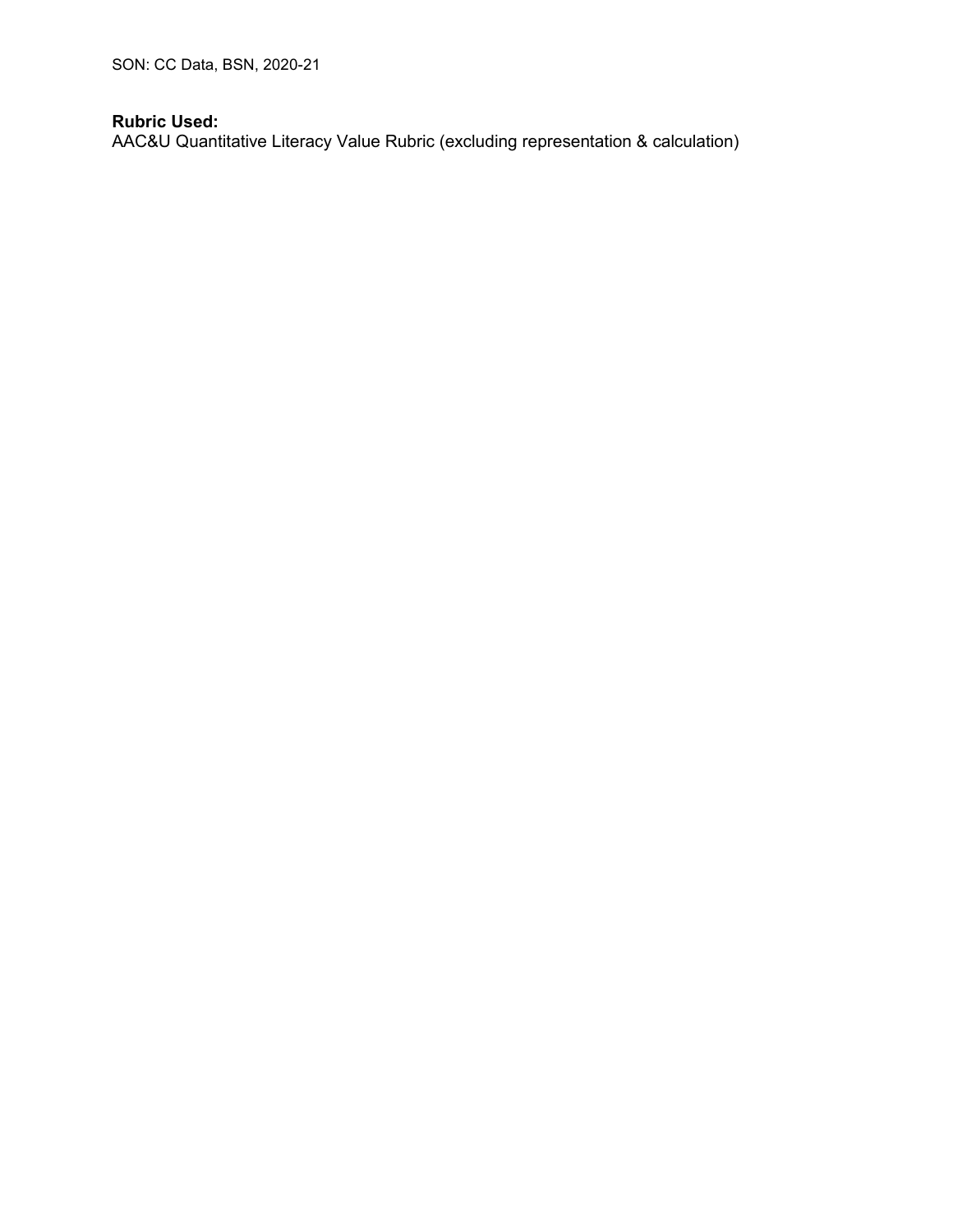**Rubric Used:**
AAC&U Quantitative Literacy Value Rubric (excluding representation & calculation)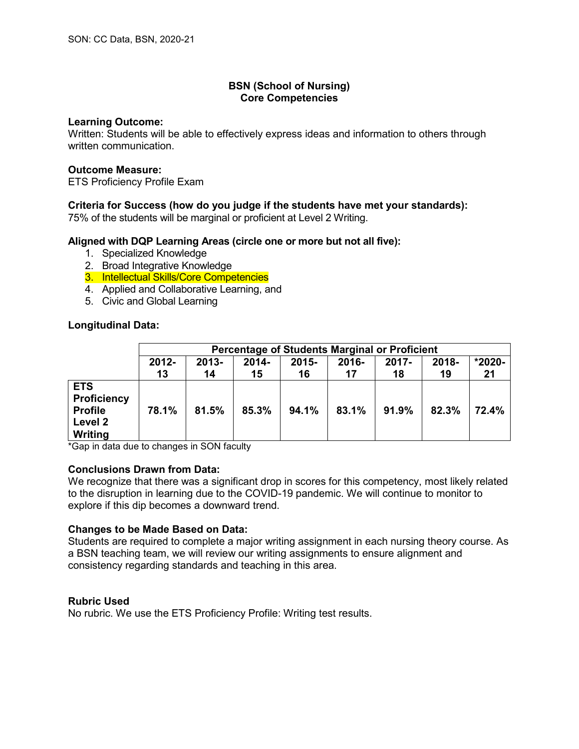# BSN (School of Nursing)
## Core Competencies

**Learning Outcome:**
Written: Students will be able to effectively express ideas and information to others through written communication.

**Outcome Measure:**
ETS Proficiency Profile Exam

**Criteria for Success (how do you judge if the students have met your standards):**
75% of the students will be marginal or proficient at Level 2 Writing.

**Aligned with DQP Learning Areas (circle one or more but not all five):**

1. Specialized Knowledge
2. Broad Integrative Knowledge
3. Intellectual Skills/Core Competencies
4. Applied and Collaborative Learning, and
5. Civic and Global Learning

**Longitudinal Data:**

| | Percentage of Students Marginal or Proficient | | | | | | | |
|---|---|---|---|---|---|---|---|---|
| | **2012-13** | **2013-14** | **2014-15** | **2015-16** | **2016-17** | **2017-18** | **2018-19** | ***2020-21** |
| **ETS Proficiency Profile Level 2 Writing** | **78.1%** | **81.5%** | **85.3%** | **94.1%** | **83.1%** | **91.9%** | **82.3%** | **72.4%** |

*Gap in data due to changes in SON faculty

**Conclusions Drawn from Data:**
We recognize that there was a significant drop in scores for this competency, most likely related to the disruption in learning due to the COVID-19 pandemic. We will continue to monitor to explore if this dip becomes a downward trend.

**Changes to be Made Based on Data:**
Students are required to complete a major writing assignment in each nursing theory course. As a BSN teaching team, we will review our writing assignments to ensure alignment and consistency regarding standards and teaching in this area.

**Rubric Used**
No rubric. We use the ETS Proficiency Profile: Writing test results.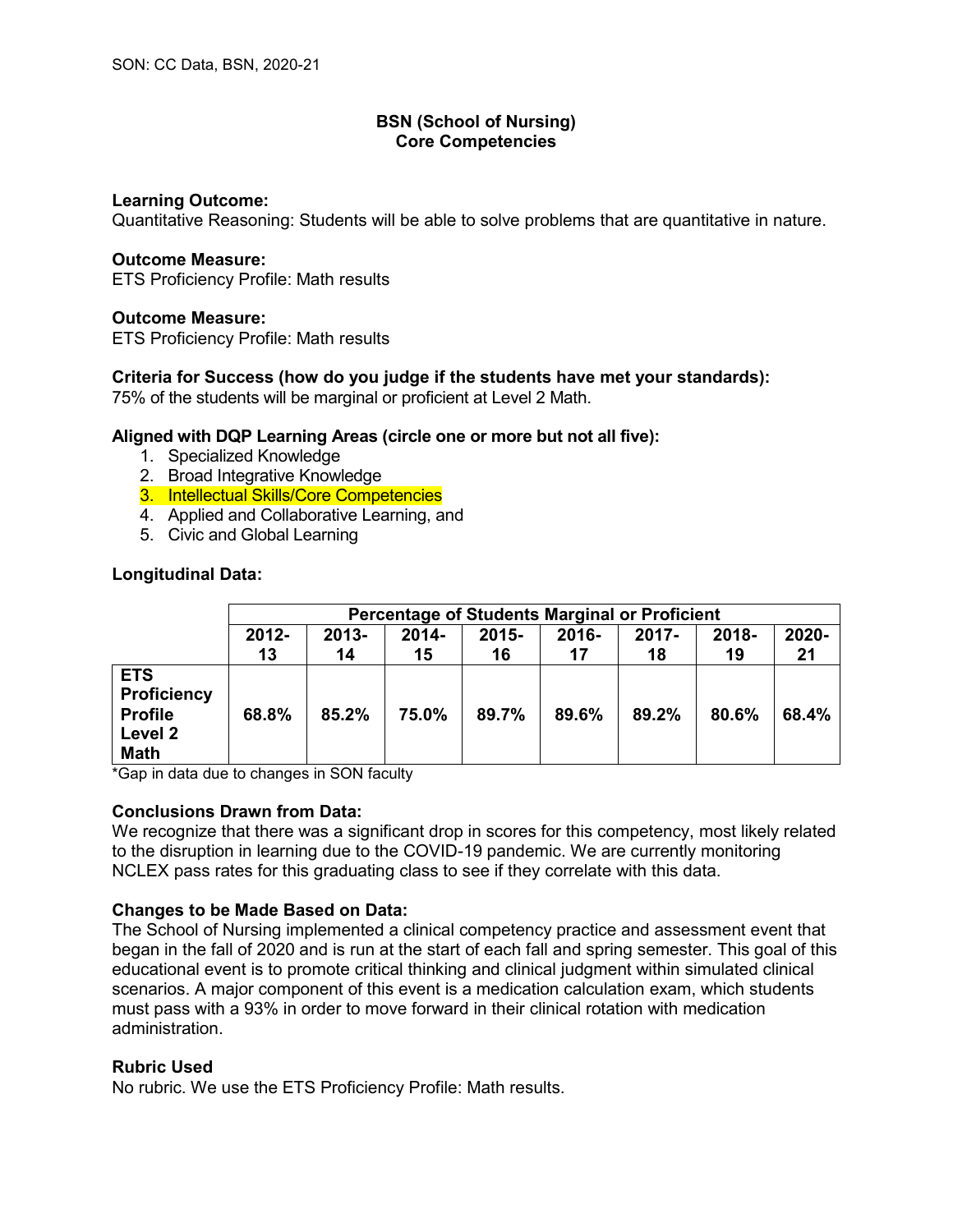SON: CC Data, BSN, 2020-21

# BSN (School of Nursing)
## Core Competencies

**Learning Outcome:**
Quantitative Reasoning: Students will be able to solve problems that are quantitative in nature.

**Outcome Measure:**
ETS Proficiency Profile: Math results

**Outcome Measure:**
ETS Proficiency Profile: Math results

**Criteria for Success (how do you judge if the students have met your standards):**
75% of the students will be marginal or proficient at Level 2 Math.

**Aligned with DQP Learning Areas (circle one or more but not all five):**

1. Specialized Knowledge
2. Broad Integrative Knowledge
3. Intellectual Skills/Core Competencies
4. Applied and Collaborative Learning, and
5. Civic and Global Learning

**Longitudinal Data:**

| | Percentage of Students Marginal or Proficient | | | | | | | |
|---|---|---|---|---|---|---|---|---|
| | 2012-13 | 2013-14 | 2014-15 | 2015-16 | 2016-17 | 2017-18 | 2018-19 | 2020-21 |
| **ETS Proficiency Profile Level 2 Math** | **68.8%** | **85.2%** | **75.0%** | **89.7%** | **89.6%** | **89.2%** | **80.6%** | **68.4%** |

*Gap in data due to changes in SON faculty

**Conclusions Drawn from Data:**
We recognize that there was a significant drop in scores for this competency, most likely related to the disruption in learning due to the COVID-19 pandemic. We are currently monitoring NCLEX pass rates for this graduating class to see if they correlate with this data.

**Changes to be Made Based on Data:**
The School of Nursing implemented a clinical competency practice and assessment event that began in the fall of 2020 and is run at the start of each fall and spring semester. This goal of this educational event is to promote critical thinking and clinical judgment within simulated clinical scenarios. A major component of this event is a medication calculation exam, which students must pass with a 93% in order to move forward in their clinical rotation with medication administration.

**Rubric Used**
No rubric. We use the ETS Proficiency Profile: Math results.